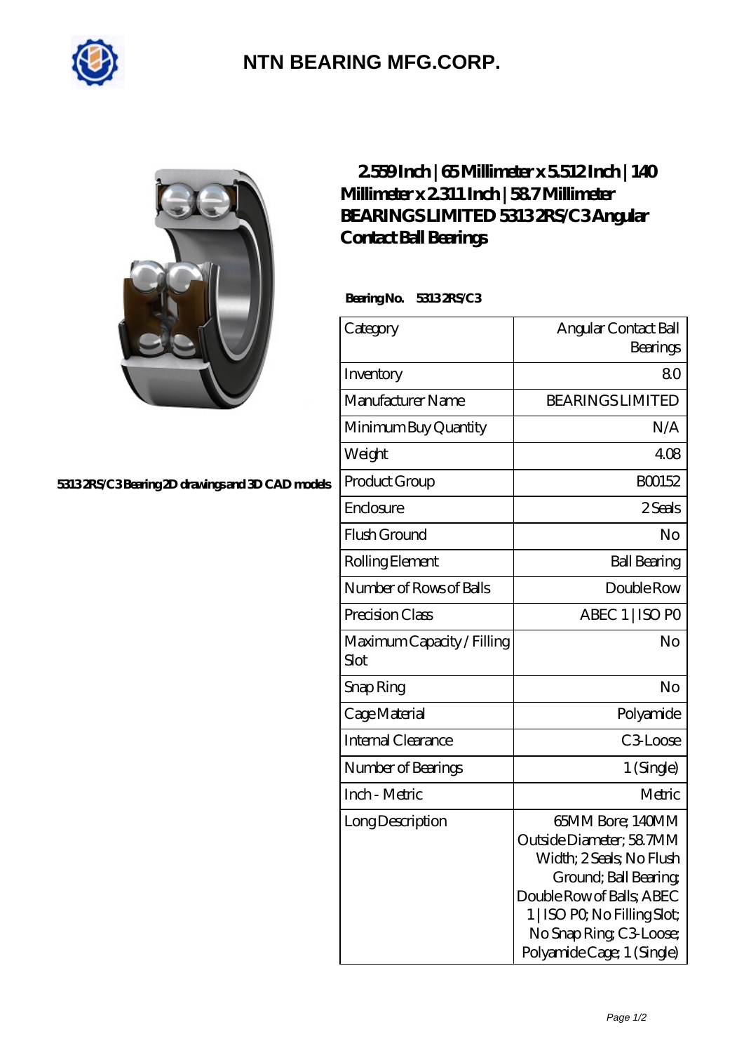# NTN BEARING MFG.CORP.

## 2.559 Inch | 65 Millimeter x 5.512 Inch | 140 Millimeter x 2.311 Inch | 58.7 Millimeter BEARINGS LIMITED 5313 2RS/C3 Angular Contact Ball Bearings

5313 2RS/C3 Bearing 2D drawings and 3D CAD models

**Bearing No.** 5313 2RS/C3

| Category | Angular Contact Ball Bearings |
|---|---|
| Inventory | 8.0 |
| Manufacturer Name | BEARINGS LIMITED |
| Minimum Buy Quantity | N/A |
| Weight | 4.08 |
| Product Group | B00152 |
| Enclosure | 2 Seals |
| Flush Ground | No |
| Rolling Element | Ball Bearing |
| Number of Rows of Balls | Double Row |
| Precision Class | ABEC 1 \| ISO P0 |
| Maximum Capacity / Filling Slot | No |
| Snap Ring | No |
| Cage Material | Polyamide |
| Internal Clearance | C3-Loose |
| Number of Bearings | 1 (Single) |
| Inch - Metric | Metric |
| Long Description | 65MM Bore; 140MM Outside Diameter; 58.7MM Width; 2 Seals; No Flush Ground; Ball Bearing; Double Row of Balls; ABEC 1 \| ISO P0; No Filling Slot; No Snap Ring; C3-Loose; Polyamide Cage; 1 (Single) |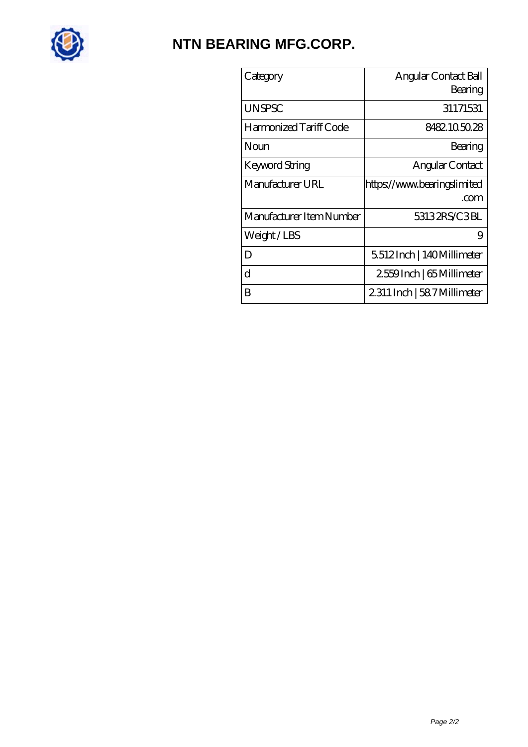# NTN BEARING MFG.CORP.

| | |
|---|---|
| Category | Angular Contact Ball Bearing |
| UNSPSC | 31171531 |
| Harmonized Tariff Code | 8482.10.50.28 |
| Noun | Bearing |
| Keyword String | Angular Contact |
| Manufacturer URL | https://www.bearingslimited.com |
| Manufacturer Item Number | 5313 2RS/C3 BL |
| Weight / LBS | 9 |
| D | 5.512 Inch \| 140 Millimeter |
| d | 2.559 Inch \| 65 Millimeter |
| B | 2.311 Inch \| 58.7 Millimeter |